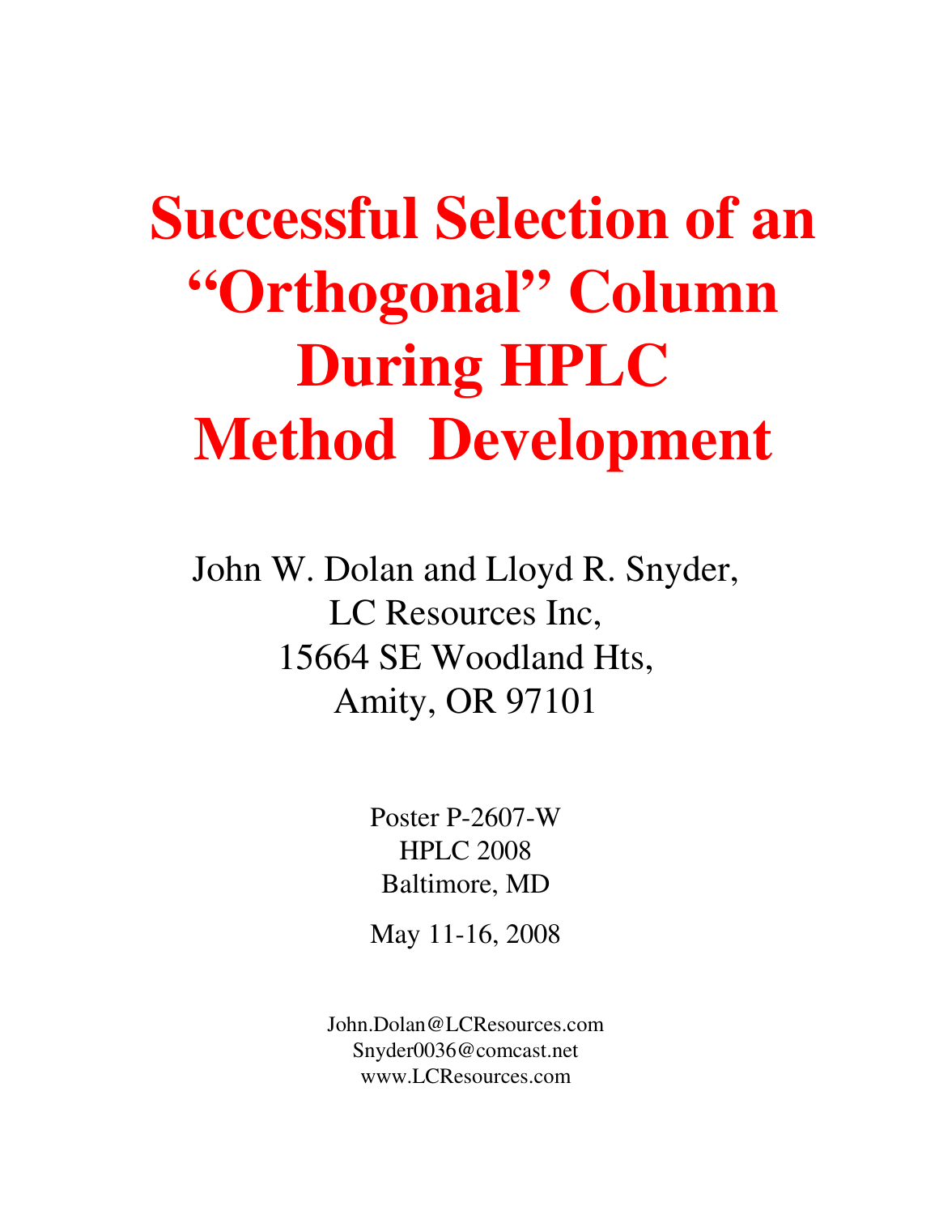# Successful Selection of an "Orthogonal" Column During HPLC Method Development

John W. Dolan and Lloyd R. Snyder,
LC Resources Inc,
15664 SE Woodland Hts,
Amity, OR 97101

Poster P-2607-W
HPLC 2008
Baltimore, MD

May 11-16, 2008

John.Dolan@LCResources.com
Snyder0036@comcast.net
www.LCResources.com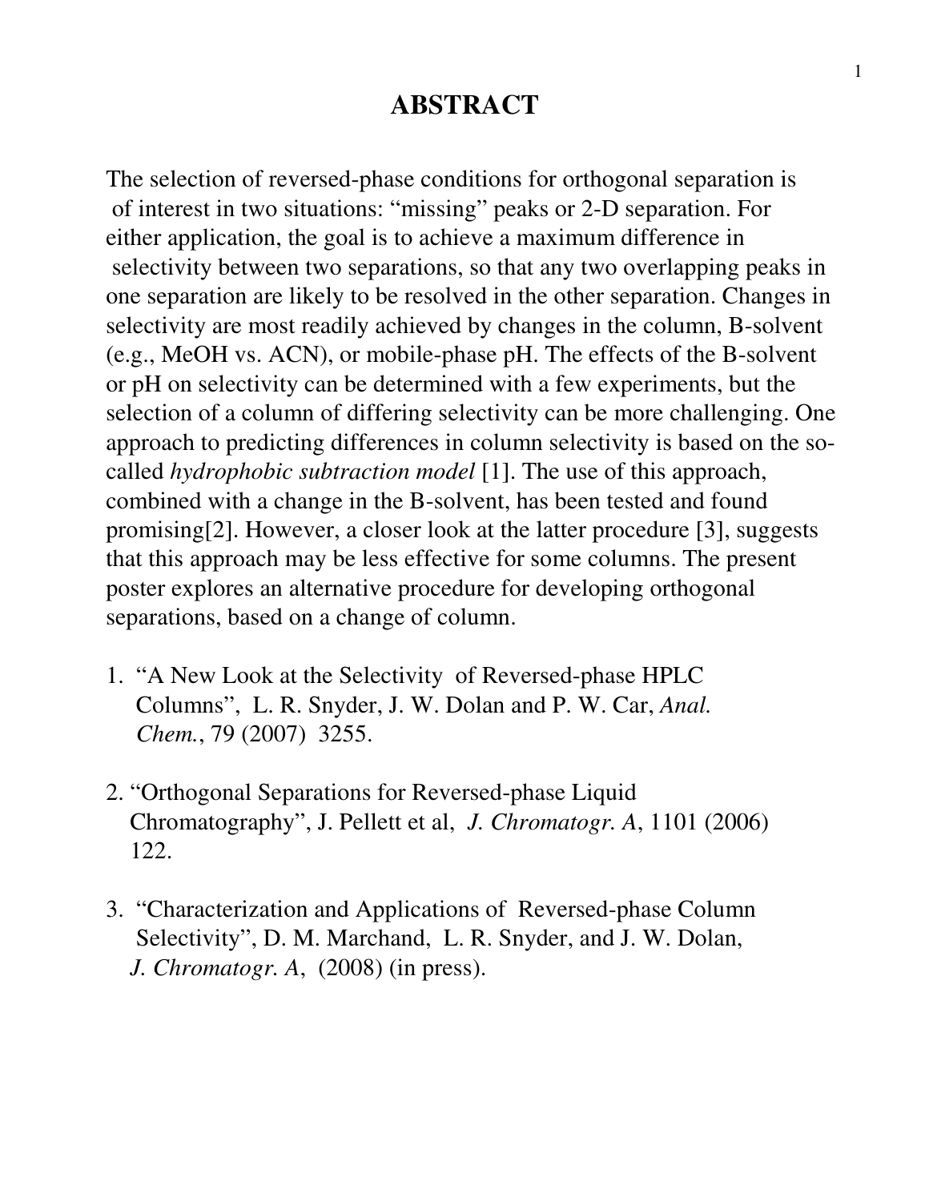# ABSTRACT

The selection of reversed-phase conditions for orthogonal separation is of interest in two situations: "missing" peaks or 2-D separation. For either application, the goal is to achieve a maximum difference in selectivity between two separations, so that any two overlapping peaks in one separation are likely to be resolved in the other separation. Changes in selectivity are most readily achieved by changes in the column, B-solvent (e.g., MeOH vs. ACN), or mobile-phase pH. The effects of the B-solvent or pH on selectivity can be determined with a few experiments, but the selection of a column of differing selectivity can be more challenging. One approach to predicting differences in column selectivity is based on the so-called *hydrophobic subtraction model* [1]. The use of this approach, combined with a change in the B-solvent, has been tested and found promising[2]. However, a closer look at the latter procedure [3], suggests that this approach may be less effective for some columns. The present poster explores an alternative procedure for developing orthogonal separations, based on a change of column.

1. "A New Look at the Selectivity of Reversed-phase HPLC Columns", L. R. Snyder, J. W. Dolan and P. W. Car, *Anal. Chem.*, 79 (2007) 3255.

2. "Orthogonal Separations for Reversed-phase Liquid Chromatography", J. Pellett et al, *J. Chromatogr. A*, 1101 (2006) 122.

3. "Characterization and Applications of Reversed-phase Column Selectivity", D. M. Marchand, L. R. Snyder, and J. W. Dolan, *J. Chromatogr. A*, (2008) (in press).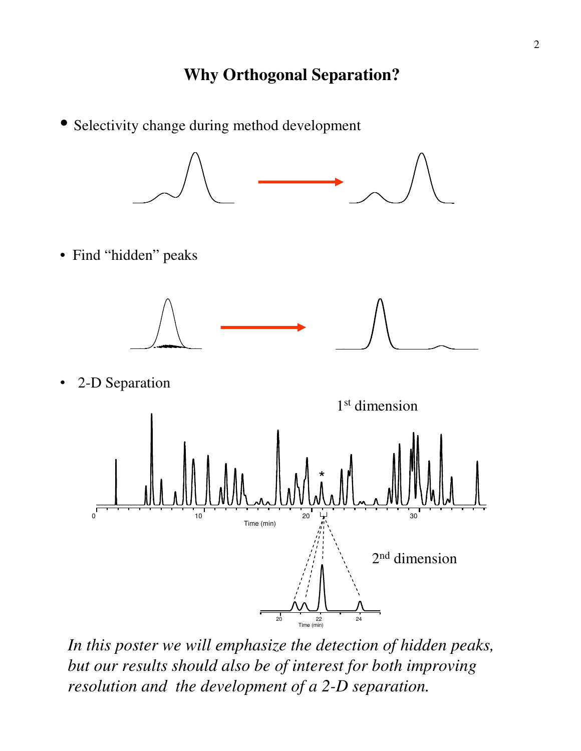## Why Orthogonal Separation?

- Selectivity change during method development

- Find "hidden" peaks

- 2-D Separation

*In this poster we will emphasize the detection of hidden peaks, but our results should also be of interest for both improving resolution and the development of a 2-D separation.*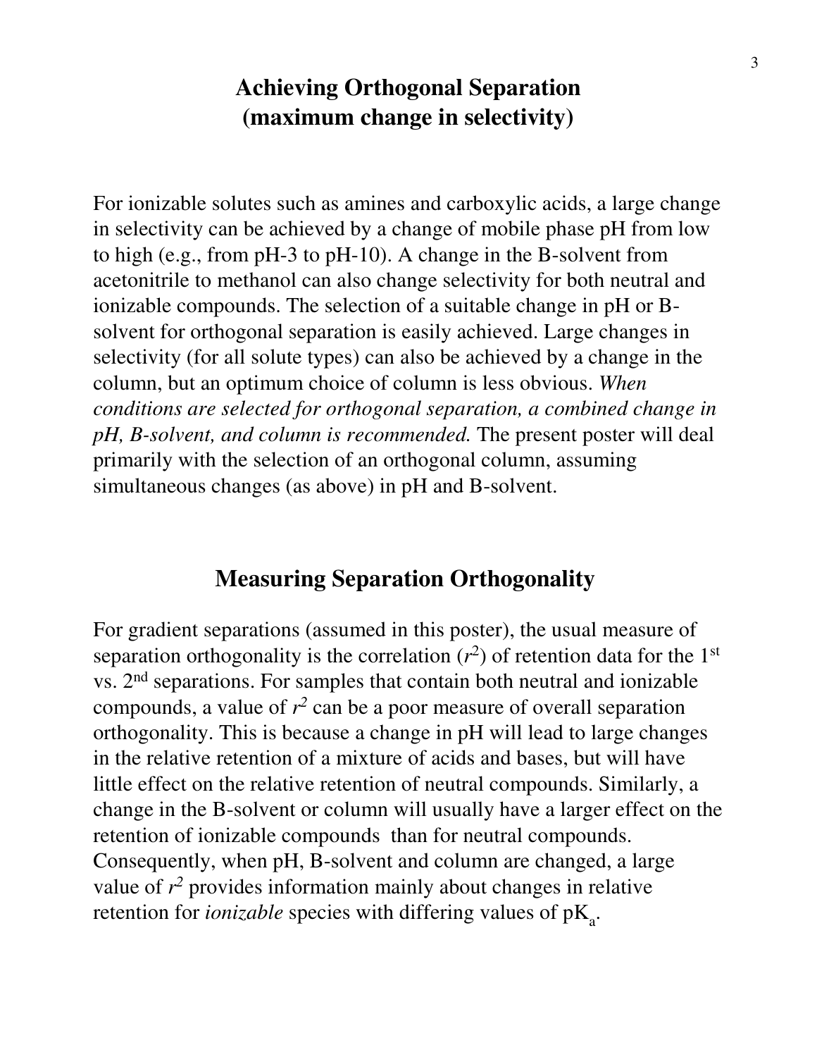## Achieving Orthogonal Separation (maximum change in selectivity)

For ionizable solutes such as amines and carboxylic acids, a large change in selectivity can be achieved by a change of mobile phase pH from low to high (e.g., from pH-3 to pH-10). A change in the B-solvent from acetonitrile to methanol can also change selectivity for both neutral and ionizable compounds. The selection of a suitable change in pH or B-solvent for orthogonal separation is easily achieved. Large changes in selectivity (for all solute types) can also be achieved by a change in the column, but an optimum choice of column is less obvious. *When conditions are selected for orthogonal separation, a combined change in pH, B-solvent, and column is recommended.* The present poster will deal primarily with the selection of an orthogonal column, assuming simultaneous changes (as above) in pH and B-solvent.

## Measuring Separation Orthogonality

For gradient separations (assumed in this poster), the usual measure of separation orthogonality is the correlation ($r^2$) of retention data for the 1st vs. 2nd separations. For samples that contain both neutral and ionizable compounds, a value of $r^2$ can be a poor measure of overall separation orthogonality. This is because a change in pH will lead to large changes in the relative retention of a mixture of acids and bases, but will have little effect on the relative retention of neutral compounds. Similarly, a change in the B-solvent or column will usually have a larger effect on the retention of ionizable compounds than for neutral compounds. Consequently, when pH, B-solvent and column are changed, a large value of $r^2$ provides information mainly about changes in relative retention for *ionizable* species with differing values of $pK_a$.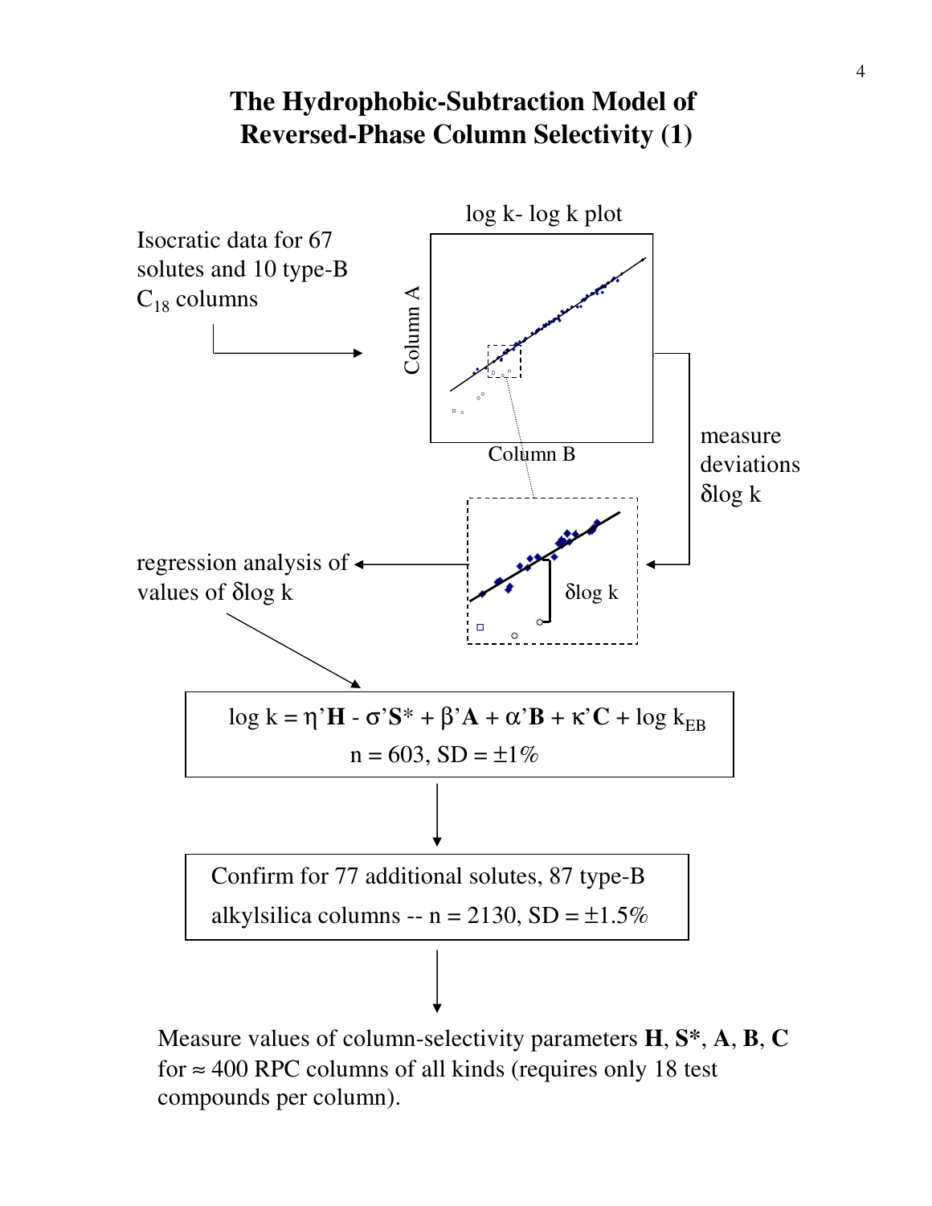# The Hydrophobic-Subtraction Model of Reversed-Phase Column Selectivity (1)

Isocratic data for 67 solutes and 10 type-B $C_{18}$ columns

log k- log k plot

Column A

Column B

measure deviations $\delta$log k

$\delta$log k

regression analysis of values of $\delta$log k

$$\log k = \eta'\mathbf{H} - \sigma'\mathbf{S}^* + \beta'\mathbf{A} + \alpha'\mathbf{B} + \kappa'\mathbf{C} + \log k_{EB}$$

n = 603, SD = ±1%

Confirm for 77 additional solutes, 87 type-B alkylsilica columns -- n = 2130, SD = ±1.5%

Measure values of column-selectivity parameters **H**, **S\***, **A**, **B**, **C** for ≈ 400 RPC columns of all kinds (requires only 18 test compounds per column).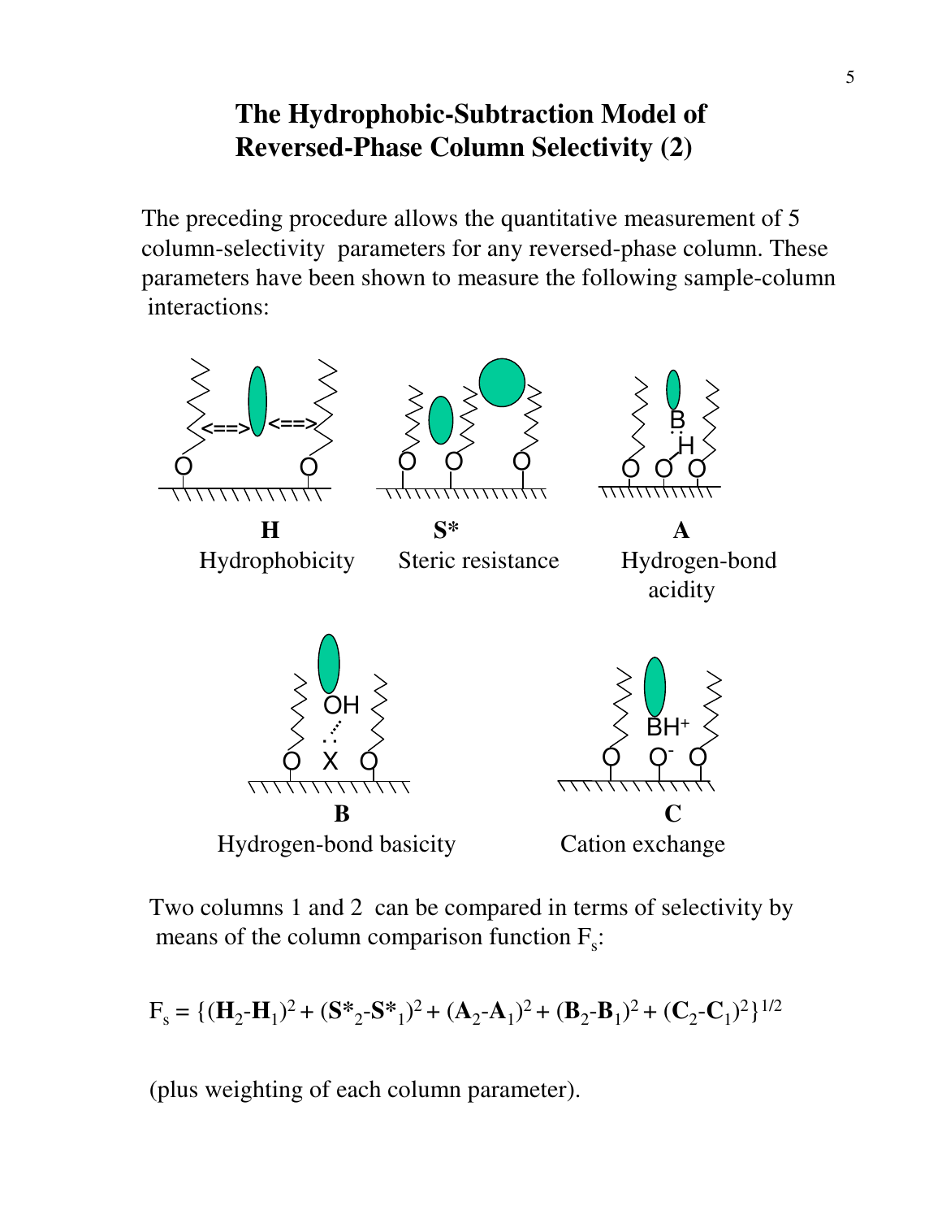# The Hydrophobic-Subtraction Model of Reversed-Phase Column Selectivity (2)

The preceding procedure allows the quantitative measurement of 5 column-selectivity parameters for any reversed-phase column. These parameters have been shown to measure the following sample-column interactions:

**H**
Hydrophobicity

**S***
Steric resistance

**A**
Hydrogen-bond acidity

**B**
Hydrogen-bond basicity

**C**
Cation exchange

Two columns 1 and 2 can be compared in terms of selectivity by means of the column comparison function $F_s$:

$$F_s = \{(\mathbf{H}_2-\mathbf{H}_1)^2 + (\mathbf{S^*}_2-\mathbf{S^*}_1)^2 + (\mathbf{A}_2-\mathbf{A}_1)^2 + (\mathbf{B}_2-\mathbf{B}_1)^2 + (\mathbf{C}_2-\mathbf{C}_1)^2\}^{1/2}$$

(plus weighting of each column parameter).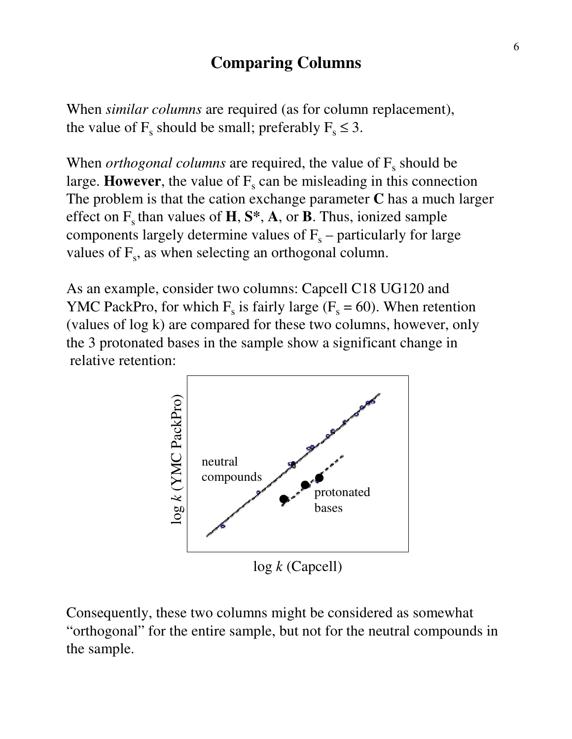# Comparing Columns

When *similar columns* are required (as for column replacement), the value of $F_s$ should be small; preferably $F_s \leq 3$.

When *orthogonal columns* are required, the value of $F_s$ should be large. **However**, the value of $F_s$ can be misleading in this connection The problem is that the cation exchange parameter **C** has a much larger effect on $F_s$ than values of **H**, **S***, **A**, or **B**. Thus, ionized sample components largely determine values of $F_s$ – particularly for large values of $F_s$, as when selecting an orthogonal column.

As an example, consider two columns: Capcell C18 UG120 and YMC PackPro, for which $F_s$ is fairly large ($F_s = 60$). When retention (values of log k) are compared for these two columns, however, only the 3 protonated bases in the sample show a significant change in relative retention:

Consequently, these two columns might be considered as somewhat "orthogonal" for the entire sample, but not for the neutral compounds in the sample.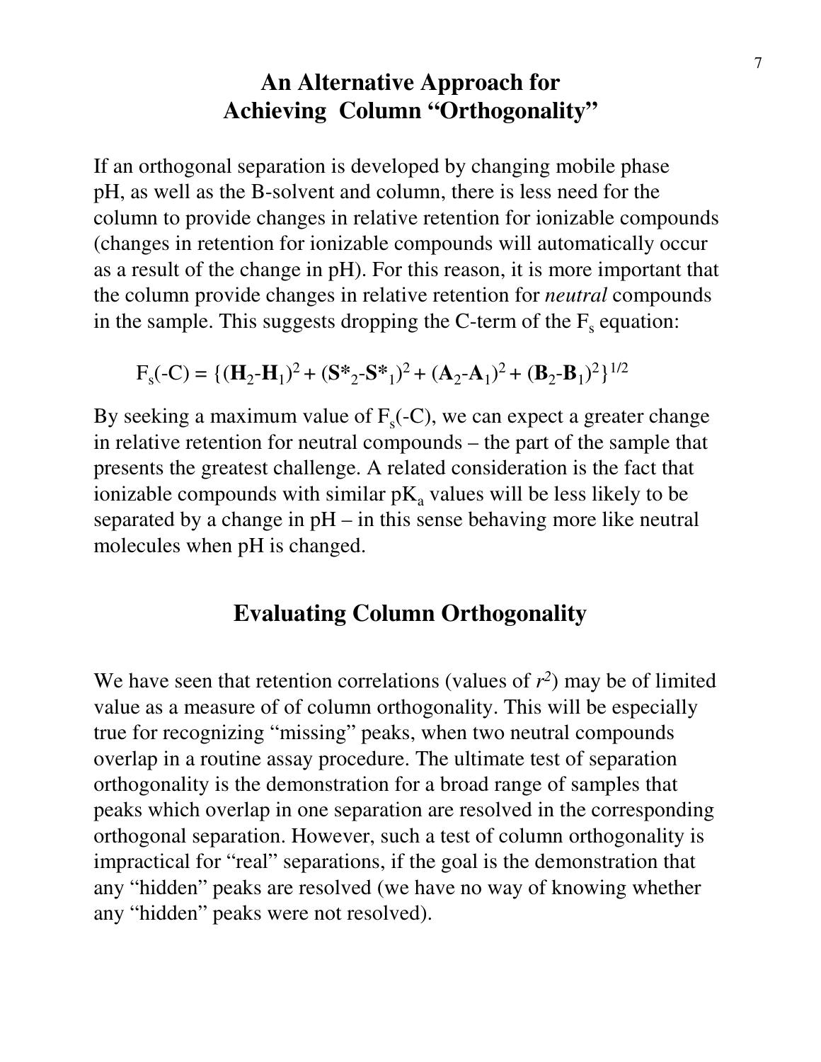## An Alternative Approach for Achieving Column "Orthogonality"

If an orthogonal separation is developed by changing mobile phase pH, as well as the B-solvent and column, there is less need for the column to provide changes in relative retention for ionizable compounds (changes in retention for ionizable compounds will automatically occur as a result of the change in pH). For this reason, it is more important that the column provide changes in relative retention for *neutral* compounds in the sample. This suggests dropping the C-term of the $F_s$ equation:

$$F_s(-C) = \{(\mathbf{H}_2\text{-}\mathbf{H}_1)^2 + (\mathbf{S^*}_2\text{-}\mathbf{S^*}_1)^2 + (\mathbf{A}_2\text{-}\mathbf{A}_1)^2 + (\mathbf{B}_2\text{-}\mathbf{B}_1)^2\}^{1/2}$$

By seeking a maximum value of $F_s(-C)$, we can expect a greater change in relative retention for neutral compounds – the part of the sample that presents the greatest challenge. A related consideration is the fact that ionizable compounds with similar $pK_a$ values will be less likely to be separated by a change in pH – in this sense behaving more like neutral molecules when pH is changed.

## Evaluating Column Orthogonality

We have seen that retention correlations (values of $r^2$) may be of limited value as a measure of of column orthogonality. This will be especially true for recognizing "missing" peaks, when two neutral compounds overlap in a routine assay procedure. The ultimate test of separation orthogonality is the demonstration for a broad range of samples that peaks which overlap in one separation are resolved in the corresponding orthogonal separation. However, such a test of column orthogonality is impractical for "real" separations, if the goal is the demonstration that any "hidden" peaks are resolved (we have no way of knowing whether any "hidden" peaks were not resolved).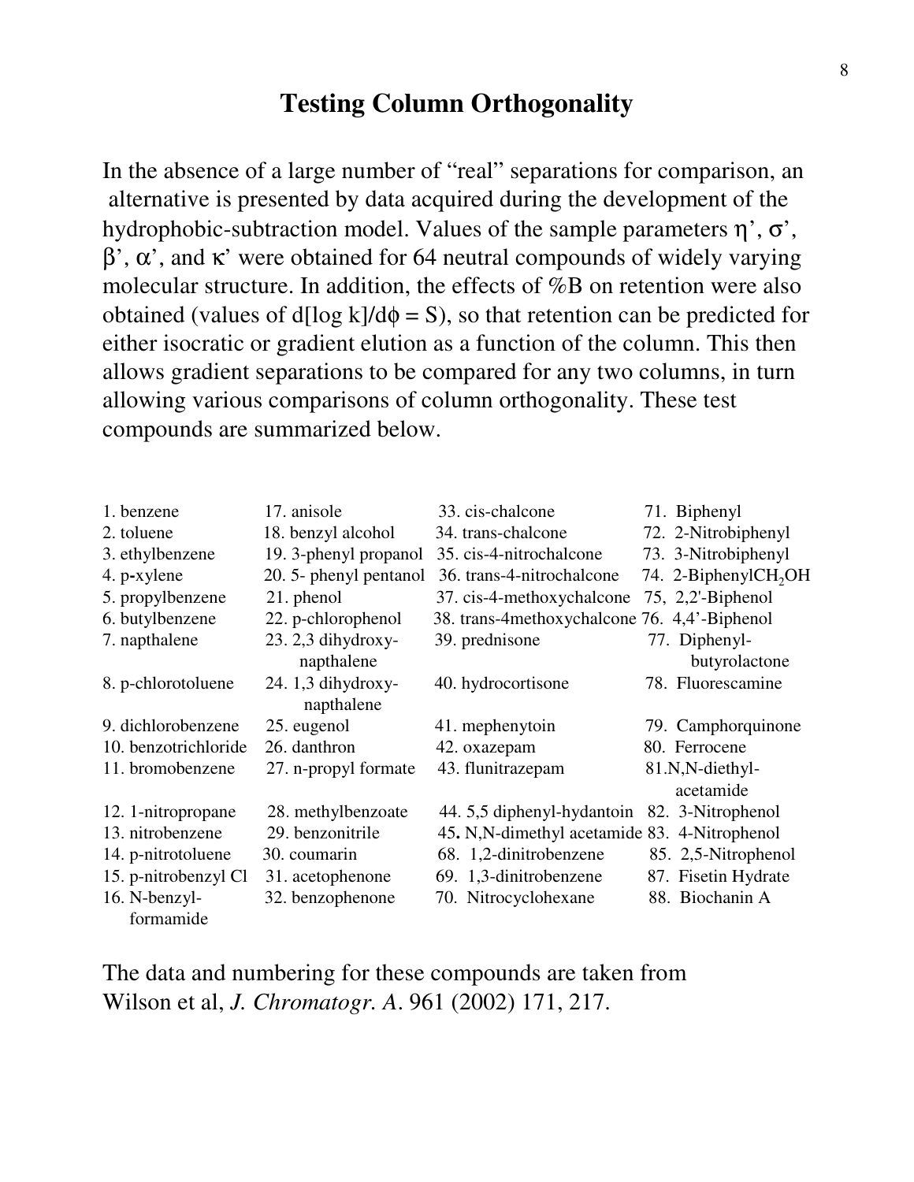# Testing Column Orthogonality

In the absence of a large number of "real" separations for comparison, an alternative is presented by data acquired during the development of the hydrophobic-subtraction model. Values of the sample parameters η', σ', β', α', and κ' were obtained for 64 neutral compounds of widely varying molecular structure. In addition, the effects of %B on retention were also obtained (values of d[log k]/dϕ = S), so that retention can be predicted for either isocratic or gradient elution as a function of the column. This then allows gradient separations to be compared for any two columns, in turn allowing various comparisons of column orthogonality. These test compounds are summarized below.

| | | | |
|---|---|---|---|
| 1. benzene | 17. anisole | 33. cis-chalcone | 71. Biphenyl |
| 2. toluene | 18. benzyl alcohol | 34. trans-chalcone | 72. 2-Nitrobiphenyl |
| 3. ethylbenzene | 19. 3-phenyl propanol | 35. cis-4-nitrochalcone | 73. 3-Nitrobiphenyl |
| 4. p-xylene | 20. 5- phenyl pentanol | 36. trans-4-nitrochalcone | 74. 2-Biphenyl$CH_2OH$ |
| 5. propylbenzene | 21. phenol | 37. cis-4-methoxychalcone | 75, 2,2'-Biphenol |
| 6. butylbenzene | 22. p-chlorophenol | 38. trans-4methoxychalcone | 76. 4,4'-Biphenol |
| 7. napthalene | 23. 2,3 dihydroxy-napthalene | 39. prednisone | 77. Diphenyl-butyrolactone |
| 8. p-chlorotoluene | 24. 1,3 dihydroxy-napthalene | 40. hydrocortisone | 78. Fluorescamine |
| 9. dichlorobenzene | 25. eugenol | 41. mephenytoin | 79. Camphorquinone |
| 10. benzotrichloride | 26. danthron | 42. oxazepam | 80. Ferrocene |
| 11. bromobenzene | 27. n-propyl formate | 43. flunitrazepam | 81.N,N-diethyl-acetamide |
| 12. 1-nitropropane | 28. methylbenzoate | 44. 5,5 diphenyl-hydantoin | 82. 3-Nitrophenol |
| 13. nitrobenzene | 29. benzonitrile | 45. N,N-dimethyl acetamide | 83. 4-Nitrophenol |
| 14. p-nitrotoluene | 30. coumarin | 68. 1,2-dinitrobenzene | 85. 2,5-Nitrophenol |
| 15. p-nitrobenzyl Cl | 31. acetophenone | 69. 1,3-dinitrobenzene | 87. Fisetin Hydrate |
| 16. N-benzyl-formamide | 32. benzophenone | 70. Nitrocyclohexane | 88. Biochanin A |

The data and numbering for these compounds are taken from Wilson et al, *J. Chromatogr. A*. 961 (2002) 171, 217.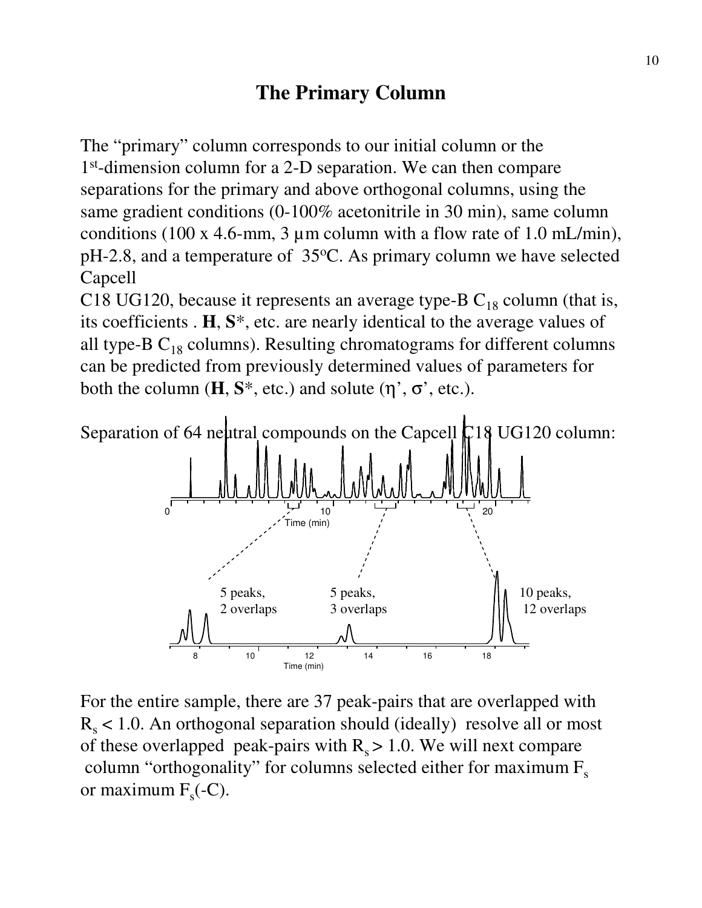# The Primary Column

The "primary" column corresponds to our initial column or the 1st-dimension column for a 2-D separation. We can then compare separations for the primary and above orthogonal columns, using the same gradient conditions (0-100% acetonitrile in 30 min), same column conditions (100 x 4.6-mm, 3 µm column with a flow rate of 1.0 mL/min), pH-2.8, and a temperature of 35°C. As primary column we have selected Capcell
C18 UG120, because it represents an average type-B $C_{18}$ column (that is, its coefficients . **H**, **S***, etc. are nearly identical to the average values of all type-B $C_{18}$ columns). Resulting chromatograms for different columns can be predicted from previously determined values of parameters for both the column (**H**, **S***, etc.) and solute (η', σ', etc.).

Separation of 64 neutral compounds on the Capcell C18 UG120 column:

For the entire sample, there are 37 peak-pairs that are overlapped with $R_s < 1.0$. An orthogonal separation should (ideally) resolve all or most of these overlapped peak-pairs with $R_s > 1.0$. We will next compare column "orthogonality" for columns selected either for maximum $F_s$ or maximum $F_s$(-C).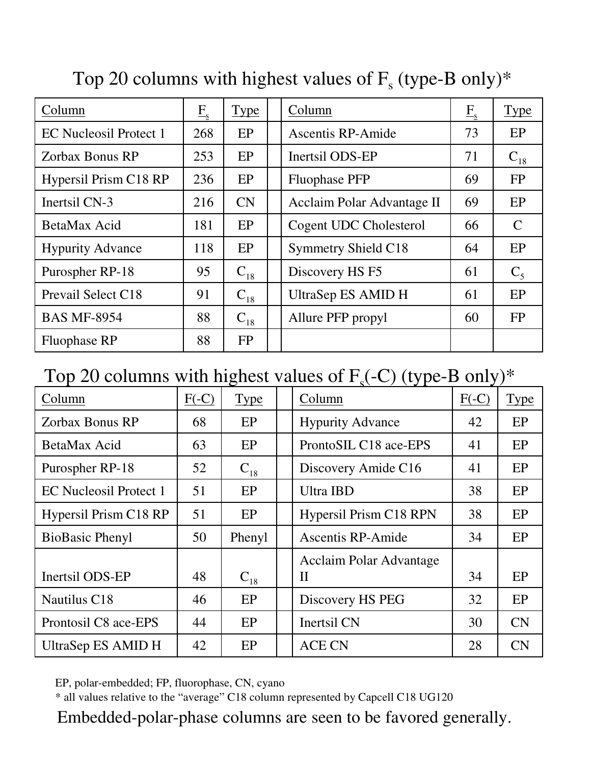## Top 20 columns with highest values of $F_s$ (type-B only)*

| Column | $F_s$ | Type | | Column | $F_s$ | Type |
|---|---|---|---|---|---|---|
| EC Nucleosil Protect 1 | 268 | EP | | Ascentis RP-Amide | 73 | EP |
| Zorbax Bonus RP | 253 | EP | | Inertsil ODS-EP | 71 | $C_{18}$ |
| Hypersil Prism C18 RP | 236 | EP | | Fluophase PFP | 69 | FP |
| Inertsil CN-3 | 216 | CN | | Acclaim Polar Advantage II | 69 | EP |
| BetaMax Acid | 181 | EP | | Cogent UDC Cholesterol | 66 | C |
| Hypurity Advance | 118 | EP | | Symmetry Shield C18 | 64 | EP |
| Purospher RP-18 | 95 | $C_{18}$ | | Discovery HS F5 | 61 | $C_5$ |
| Prevail Select C18 | 91 | $C_{18}$ | | UltraSep ES AMID H | 61 | EP |
| BAS MF-8954 | 88 | $C_{18}$ | | Allure PFP propyl | 60 | FP |
| Fluophase RP | 88 | FP | | | | |

## Top 20 columns with highest values of $F_s$(-C) (type-B only)*

| Column | F(-C) | Type | | Column | F(-C) | Type |
|---|---|---|---|---|---|---|
| Zorbax Bonus RP | 68 | EP | | Hypurity Advance | 42 | EP |
| BetaMax Acid | 63 | EP | | ProntoSIL C18 ace-EPS | 41 | EP |
| Purospher RP-18 | 52 | $C_{18}$ | | Discovery Amide C16 | 41 | EP |
| EC Nucleosil Protect 1 | 51 | EP | | Ultra IBD | 38 | EP |
| Hypersil Prism C18 RP | 51 | EP | | Hypersil Prism C18 RPN | 38 | EP |
| BioBasic Phenyl | 50 | Phenyl | | Ascentis RP-Amide | 34 | EP |
| Inertsil ODS-EP | 48 | $C_{18}$ | | Acclaim Polar Advantage II | 34 | EP |
| Nautilus C18 | 46 | EP | | Discovery HS PEG | 32 | EP |
| Prontosil C8 ace-EPS | 44 | EP | | Inertsil CN | 30 | CN |
| UltraSep ES AMID H | 42 | EP | | ACE CN | 28 | CN |

EP, polar-embedded; FP, fluorophase, CN, cyano

* all values relative to the "average" C18 column represented by Capcell C18 UG120

Embedded-polar-phase columns are seen to be favored generally.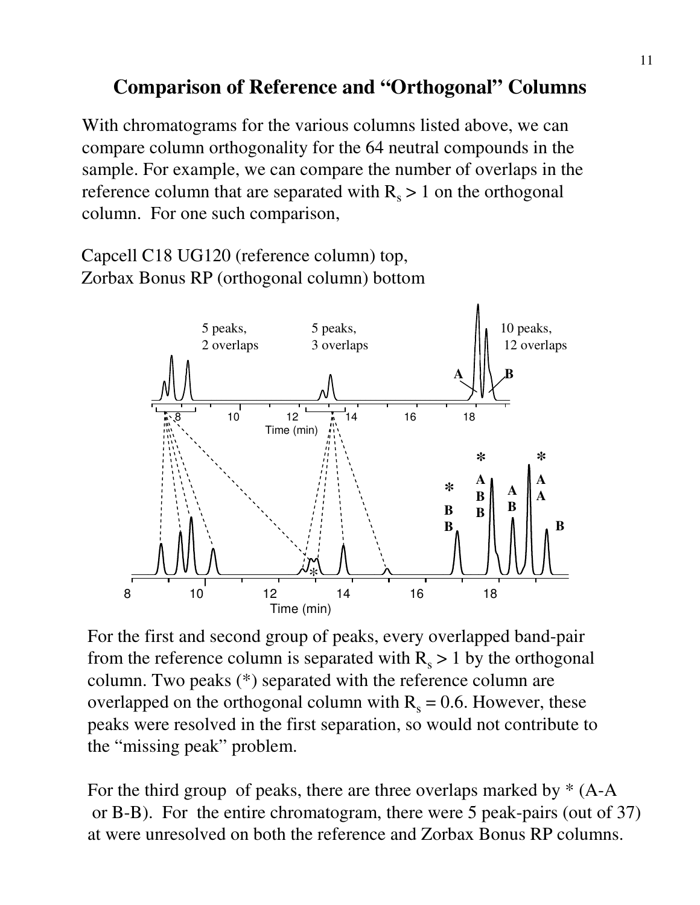# Comparison of Reference and "Orthogonal" Columns

With chromatograms for the various columns listed above, we can compare column orthogonality for the 64 neutral compounds in the sample. For example, we can compare the number of overlaps in the reference column that are separated with $R_s > 1$ on the orthogonal column. For one such comparison,

Capcell C18 UG120 (reference column) top,
Zorbax Bonus RP (orthogonal column) bottom

For the first and second group of peaks, every overlapped band-pair from the reference column is separated with $R_s > 1$ by the orthogonal column. Two peaks (*) separated with the reference column are overlapped on the orthogonal column with $R_s = 0.6$. However, these peaks were resolved in the first separation, so would not contribute to the "missing peak" problem.

For the third group of peaks, there are three overlaps marked by * (A-A or B-B). For the entire chromatogram, there were 5 peak-pairs (out of 37) at were unresolved on both the reference and Zorbax Bonus RP columns.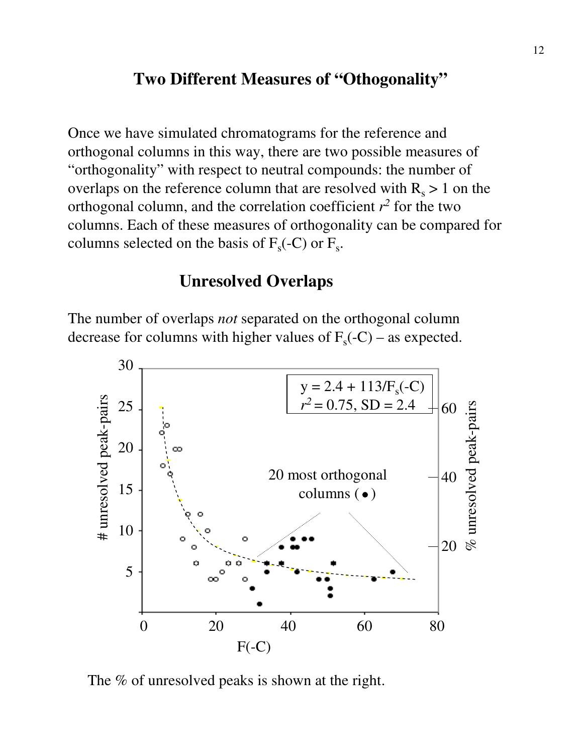# Two Different Measures of "Othogonality"

Once we have simulated chromatograms for the reference and orthogonal columns in this way, there are two possible measures of "orthogonality" with respect to neutral compounds: the number of overlaps on the reference column that are resolved with $R_s > 1$ on the orthogonal column, and the correlation coefficient $r^2$ for the two columns. Each of these measures of orthogonality can be compared for columns selected on the basis of $F_s(-C)$ or $F_s$.

## Unresolved Overlaps

The number of overlaps *not* separated on the orthogonal column decrease for columns with higher values of $F_s(-C)$ – as expected.

$y = 2.4 + 113/F_s(-C)$

$r^2 = 0.75$, SD = 2.4

20 most orthogonal columns (•)

The % of unresolved peaks is shown at the right.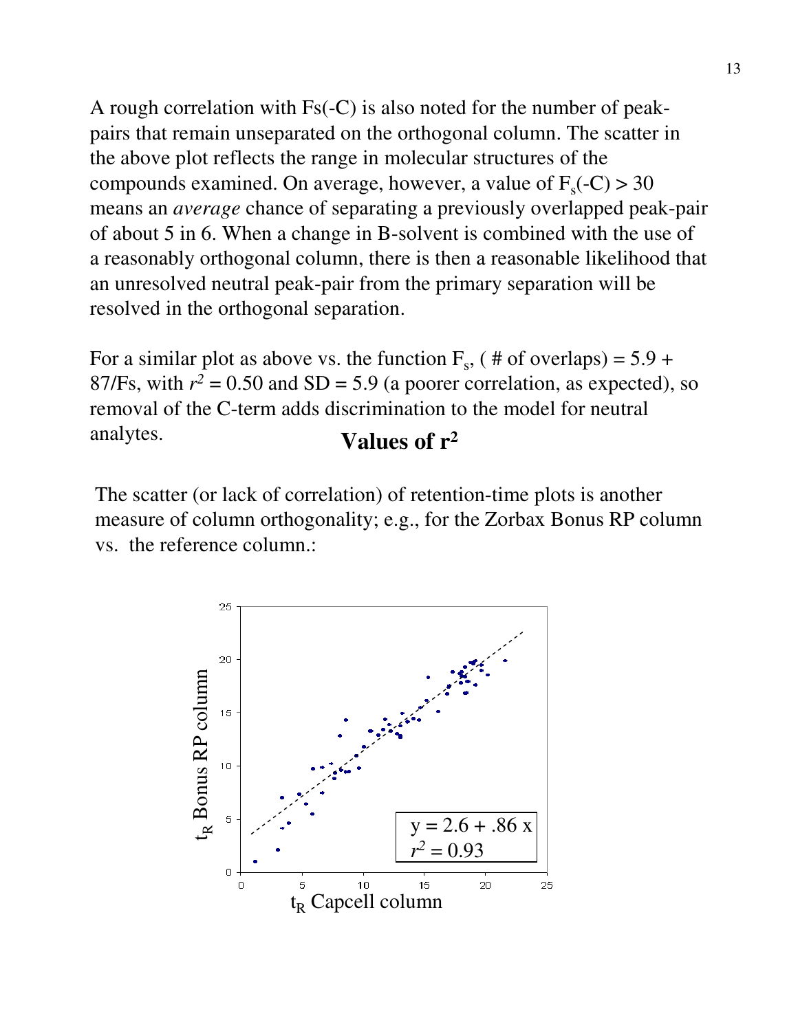A rough correlation with Fs(-C) is also noted for the number of peak-pairs that remain unseparated on the orthogonal column. The scatter in the above plot reflects the range in molecular structures of the compounds examined. On average, however, a value of $F_s(-C) > 30$ means an *average* chance of separating a previously overlapped peak-pair of about 5 in 6. When a change in B-solvent is combined with the use of a reasonably orthogonal column, there is then a reasonable likelihood that an unresolved neutral peak-pair from the primary separation will be resolved in the orthogonal separation.

For a similar plot as above vs. the function $F_s$, ( # of overlaps) = 5.9 + 87/Fs, with $r^2 = 0.50$ and SD = 5.9 (a poorer correlation, as expected), so removal of the C-term adds discrimination to the model for neutral analytes.

## Values of $r^2$

The scatter (or lack of correlation) of retention-time plots is another measure of column orthogonality; e.g., for the Zorbax Bonus RP column vs. the reference column.:

$y = 2.6 + .86\,x$

$r^2 = 0.93$

$t_R$ Bonus RP column

$t_R$ Capcell column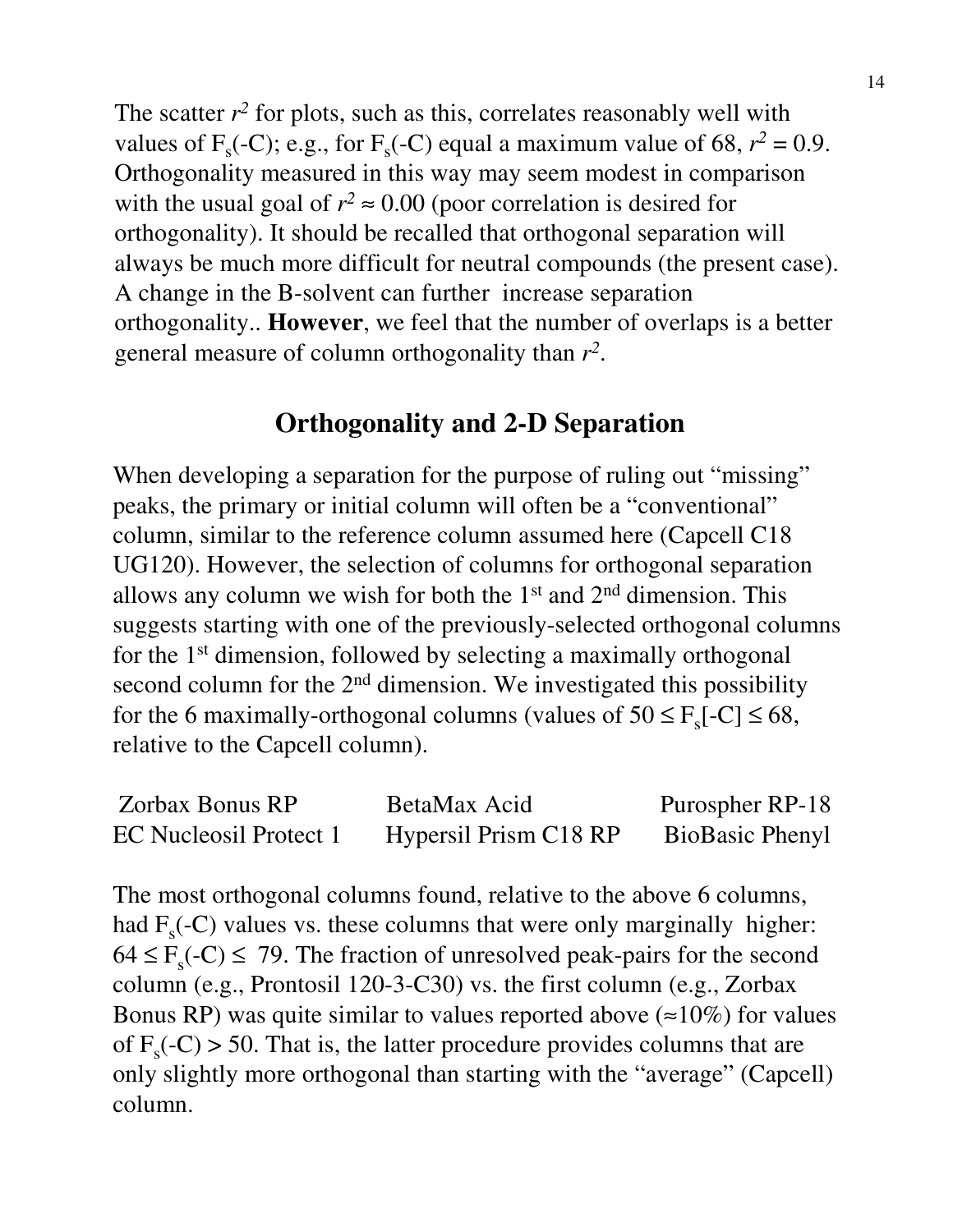The scatter $r^2$ for plots, such as this, correlates reasonably well with values of $F_s(-C)$; e.g., for $F_s(-C)$ equal a maximum value of 68, $r^2 = 0.9$. Orthogonality measured in this way may seem modest in comparison with the usual goal of $r^2 \approx 0.00$ (poor correlation is desired for orthogonality). It should be recalled that orthogonal separation will always be much more difficult for neutral compounds (the present case). A change in the B-solvent can further increase separation orthogonality.. **However**, we feel that the number of overlaps is a better general measure of column orthogonality than $r^2$.

## Orthogonality and 2-D Separation

When developing a separation for the purpose of ruling out "missing" peaks, the primary or initial column will often be a "conventional" column, similar to the reference column assumed here (Capcell C18 UG120). However, the selection of columns for orthogonal separation allows any column we wish for both the 1st and 2nd dimension. This suggests starting with one of the previously-selected orthogonal columns for the 1st dimension, followed by selecting a maximally orthogonal second column for the 2nd dimension. We investigated this possibility for the 6 maximally-orthogonal columns (values of $50 \leq F_s[-C] \leq 68$, relative to the Capcell column).

| | | |
|---|---|---|
| Zorbax Bonus RP | BetaMax Acid | Purospher RP-18 |
| EC Nucleosil Protect 1 | Hypersil Prism C18 RP | BioBasic Phenyl |

The most orthogonal columns found, relative to the above 6 columns, had $F_s(-C)$ values vs. these columns that were only marginally higher: $64 \leq F_s(-C) \leq 79$. The fraction of unresolved peak-pairs for the second column (e.g., Prontosil 120-3-C30) vs. the first column (e.g., Zorbax Bonus RP) was quite similar to values reported above (≈10%) for values of $F_s(-C) > 50$. That is, the latter procedure provides columns that are only slightly more orthogonal than starting with the "average" (Capcell) column.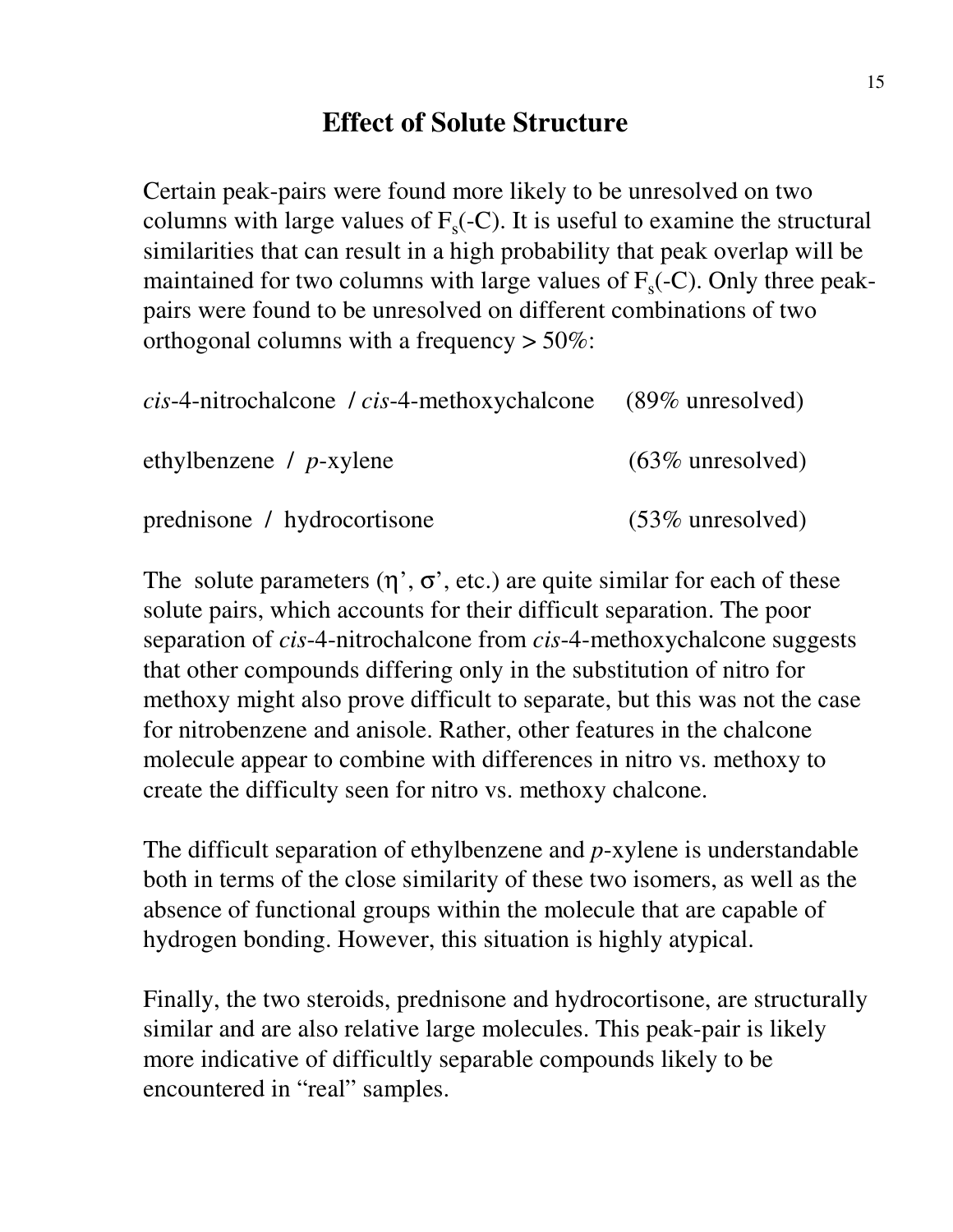## Effect of Solute Structure

Certain peak-pairs were found more likely to be unresolved on two columns with large values of $F_s(-C)$. It is useful to examine the structural similarities that can result in a high probability that peak overlap will be maintained for two columns with large values of $F_s(-C)$. Only three peak-pairs were found to be unresolved on different combinations of two orthogonal columns with a frequency > 50%:

*cis*-4-nitrochalcone / *cis*-4-methoxychalcone (89% unresolved)

ethylbenzene / *p*-xylene (63% unresolved)

prednisone / hydrocortisone (53% unresolved)

The solute parameters ($\eta'$, $\sigma'$, etc.) are quite similar for each of these solute pairs, which accounts for their difficult separation. The poor separation of *cis*-4-nitrochalcone from *cis*-4-methoxychalcone suggests that other compounds differing only in the substitution of nitro for methoxy might also prove difficult to separate, but this was not the case for nitrobenzene and anisole. Rather, other features in the chalcone molecule appear to combine with differences in nitro vs. methoxy to create the difficulty seen for nitro vs. methoxy chalcone.

The difficult separation of ethylbenzene and *p*-xylene is understandable both in terms of the close similarity of these two isomers, as well as the absence of functional groups within the molecule that are capable of hydrogen bonding. However, this situation is highly atypical.

Finally, the two steroids, prednisone and hydrocortisone, are structurally similar and are also relative large molecules. This peak-pair is likely more indicative of difficultly separable compounds likely to be encountered in "real" samples.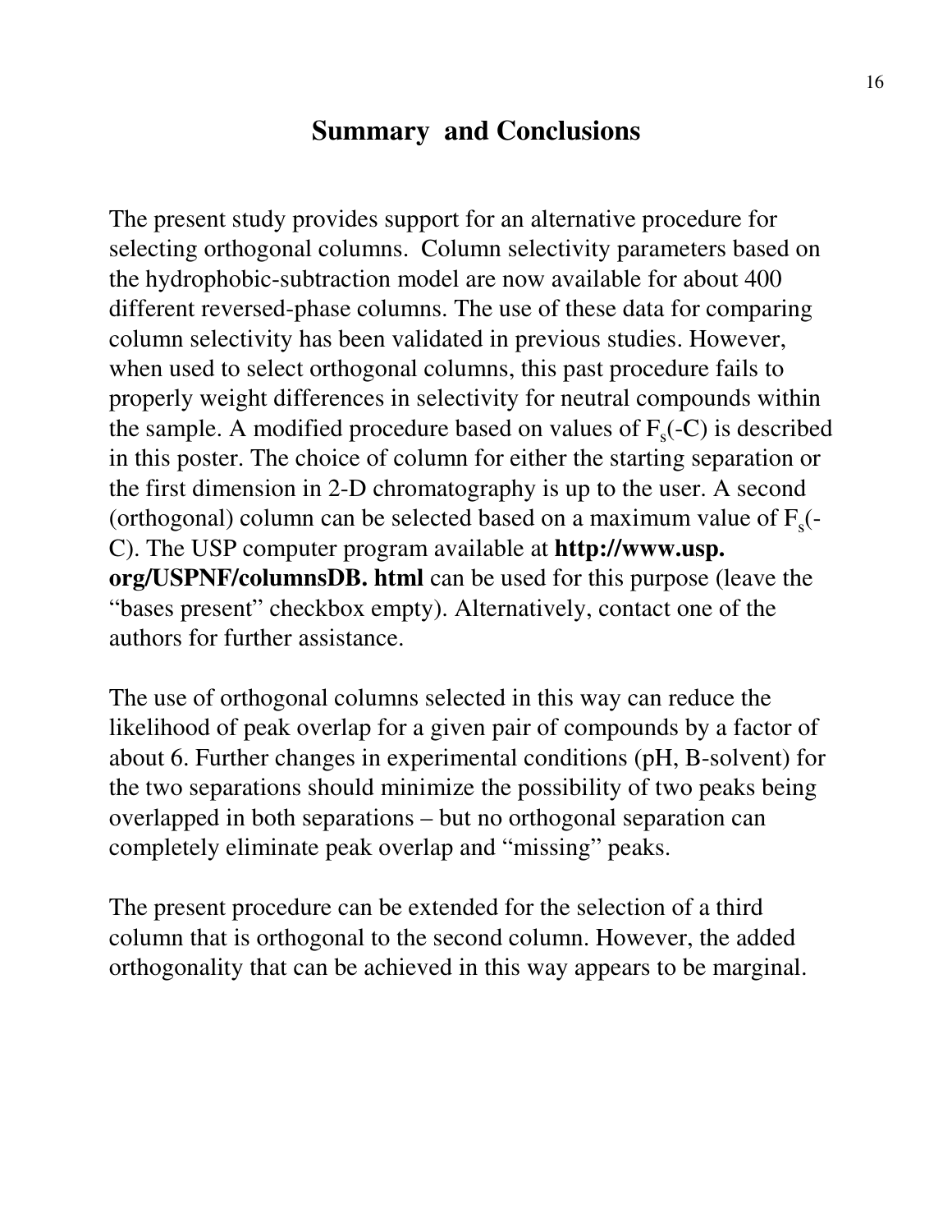## Summary and Conclusions

The present study provides support for an alternative procedure for selecting orthogonal columns. Column selectivity parameters based on the hydrophobic-subtraction model are now available for about 400 different reversed-phase columns. The use of these data for comparing column selectivity has been validated in previous studies. However, when used to select orthogonal columns, this past procedure fails to properly weight differences in selectivity for neutral compounds within the sample. A modified procedure based on values of $F_s$(-C) is described in this poster. The choice of column for either the starting separation or the first dimension in 2-D chromatography is up to the user. A second (orthogonal) column can be selected based on a maximum value of $F_s$(-C). The USP computer program available at **http://www.usp.org/USPNF/columnsDB.html** can be used for this purpose (leave the "bases present" checkbox empty). Alternatively, contact one of the authors for further assistance.

The use of orthogonal columns selected in this way can reduce the likelihood of peak overlap for a given pair of compounds by a factor of about 6. Further changes in experimental conditions (pH, B-solvent) for the two separations should minimize the possibility of two peaks being overlapped in both separations – but no orthogonal separation can completely eliminate peak overlap and "missing" peaks.

The present procedure can be extended for the selection of a third column that is orthogonal to the second column. However, the added orthogonality that can be achieved in this way appears to be marginal.